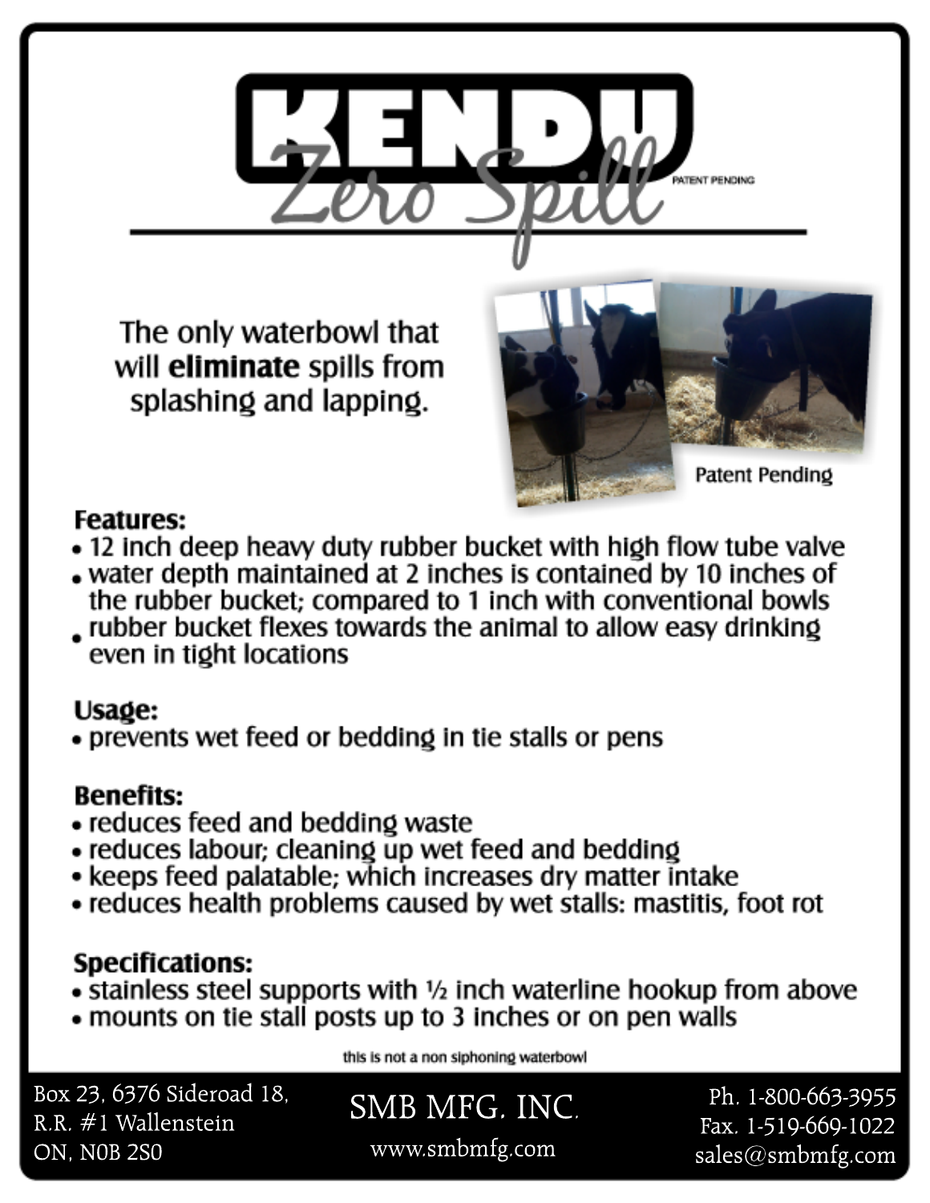# KENDU Zero Spill

PATENT PENDING

The only waterbowl that will **eliminate** spills from splashing and lapping.

Patent Pending

**Features:**

- 12 inch deep heavy duty rubber bucket with high flow tube valve
- water depth maintained at 2 inches is contained by 10 inches of the rubber bucket; compared to 1 inch with conventional bowls
- rubber bucket flexes towards the animal to allow easy drinking even in tight locations

**Usage:**

- prevents wet feed or bedding in tie stalls or pens

**Benefits:**

- reduces feed and bedding waste
- reduces labour; cleaning up wet feed and bedding
- keeps feed palatable; which increases dry matter intake
- reduces health problems caused by wet stalls: mastitis, foot rot

**Specifications:**

- stainless steel supports with ½ inch waterline hookup from above
- mounts on tie stall posts up to 3 inches or on pen walls

this is not a non siphoning waterbowl

Box 23, 6376 Sideroad 18,
R.R. #1 Wallenstein
ON, N0B 2S0

SMB MFG. INC.
www.smbmfg.com

Ph. 1-800-663-3955
Fax. 1-519-669-1022
sales@smbmfg.com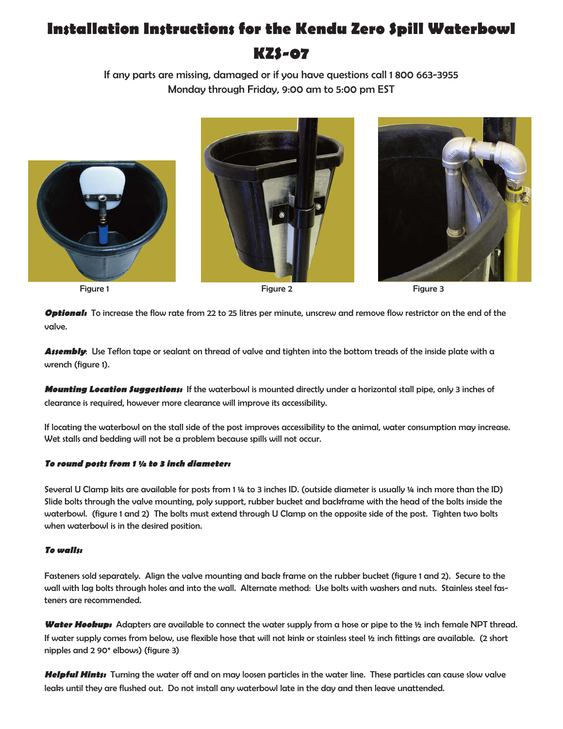# Installation Instructions for the Kendu Zero Spill Waterbowl KZS-07

If any parts are missing, damaged or if you have questions call 1 800 663-3955
Monday through Friday, 9:00 am to 5:00 pm EST

Figure 1

Figure 2

Figure 3

***Optional:*** To increase the flow rate from 22 to 25 litres per minute, unscrew and remove flow restrictor on the end of the valve.

***Assembly***: Use Teflon tape or sealant on thread of valve and tighten into the bottom treads of the inside plate with a wrench (figure 1).

***Mounting Location Suggestions:*** If the waterbowl is mounted directly under a horizontal stall pipe, only 3 inches of clearance is required, however more clearance will improve its accessibility.

If locating the waterbowl on the stall side of the post improves accessibility to the animal, water consumption may increase. Wet stalls and bedding will not be a problem because spills will not occur.

***To round posts from 1 ¼ to 3 inch diameter:***

Several U Clamp kits are available for posts from 1 ¼ to 3 inches ID. (outside diameter is usually ¼ inch more than the ID) Slide bolts through the valve mounting, poly support, rubber bucket and backframe with the head of the bolts inside the waterbowl. (figure 1 and 2) The bolts must extend through U Clamp on the opposite side of the post. Tighten two bolts when waterbowl is in the desired position.

***To walls:***

Fasteners sold separately. Align the valve mounting and back frame on the rubber bucket (figure 1 and 2). Secure to the wall with lag bolts through holes and into the wall. Alternate method: Use bolts with washers and nuts. Stainless steel fasteners are recommended.

***Water Hookup:*** Adapters are available to connect the water supply from a hose or pipe to the ½ inch female NPT thread. If water supply comes from below, use flexible hose that will not kink or stainless steel ½ inch fittings are available. (2 short nipples and 2 90* elbows) (figure 3)

***Helpful Hints:*** Turning the water off and on may loosen particles in the water line. These particles can cause slow valve leaks until they are flushed out. Do not install any waterbowl late in the day and then leave unattended.